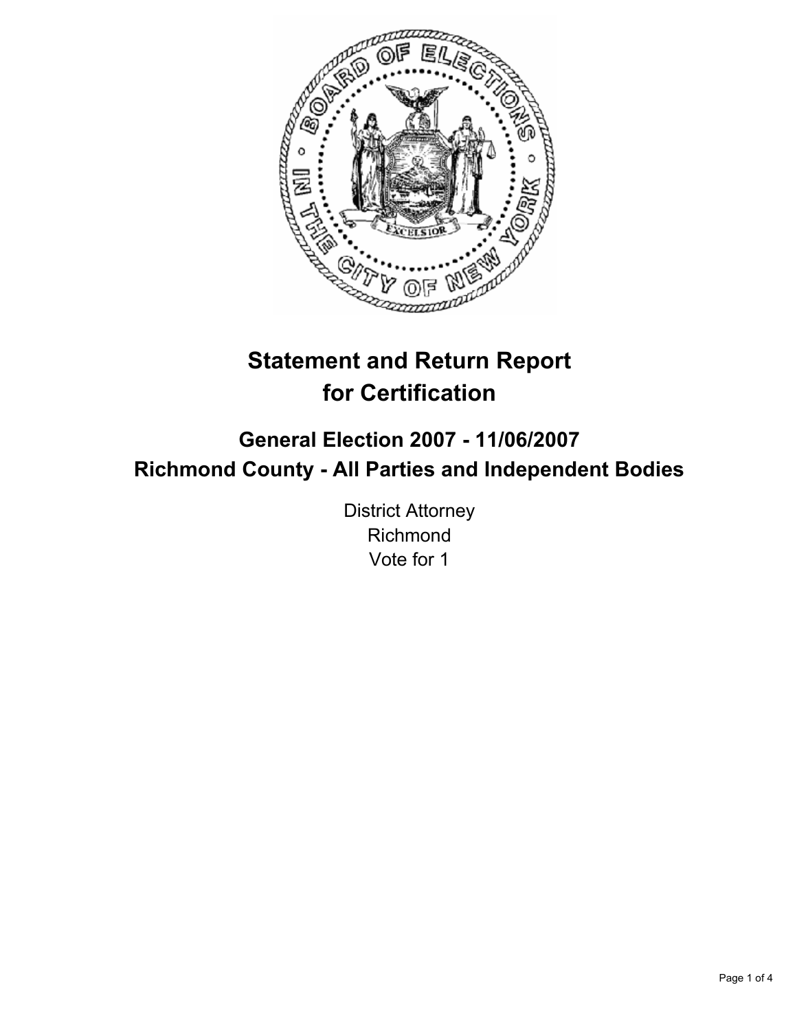# Statement and Return Report for Certification

## General Election 2007 - 11/06/2007

## Richmond County - All Parties and Independent Bodies

District Attorney
Richmond
Vote for 1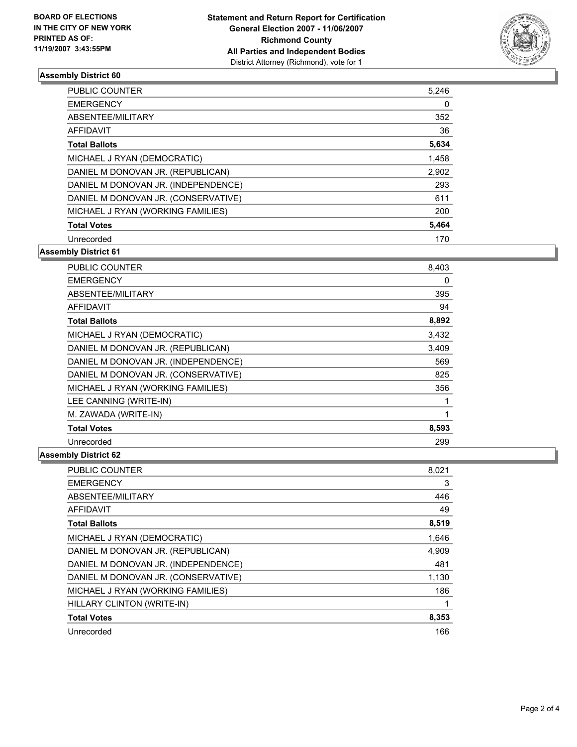**BOARD OF ELECTIONS IN THE CITY OF NEW YORK PRINTED AS OF: 11/19/2007 3:43:55PM**

**Statement and Return Report for Certification General Election 2007 - 11/06/2007 Richmond County All Parties and Independent Bodies**
District Attorney (Richmond), vote for 1

### Assembly District 60

| | |
|---|---|
| PUBLIC COUNTER | 5,246 |
| EMERGENCY | 0 |
| ABSENTEE/MILITARY | 352 |
| AFFIDAVIT | 36 |
| **Total Ballots** | **5,634** |
| MICHAEL J RYAN (DEMOCRATIC) | 1,458 |
| DANIEL M DONOVAN JR. (REPUBLICAN) | 2,902 |
| DANIEL M DONOVAN JR. (INDEPENDENCE) | 293 |
| DANIEL M DONOVAN JR. (CONSERVATIVE) | 611 |
| MICHAEL J RYAN (WORKING FAMILIES) | 200 |
| **Total Votes** | **5,464** |
| Unrecorded | 170 |

### Assembly District 61

| | |
|---|---|
| PUBLIC COUNTER | 8,403 |
| EMERGENCY | 0 |
| ABSENTEE/MILITARY | 395 |
| AFFIDAVIT | 94 |
| **Total Ballots** | **8,892** |
| MICHAEL J RYAN (DEMOCRATIC) | 3,432 |
| DANIEL M DONOVAN JR. (REPUBLICAN) | 3,409 |
| DANIEL M DONOVAN JR. (INDEPENDENCE) | 569 |
| DANIEL M DONOVAN JR. (CONSERVATIVE) | 825 |
| MICHAEL J RYAN (WORKING FAMILIES) | 356 |
| LEE CANNING (WRITE-IN) | 1 |
| M. ZAWADA (WRITE-IN) | 1 |
| **Total Votes** | **8,593** |
| Unrecorded | 299 |

### Assembly District 62

| | |
|---|---|
| PUBLIC COUNTER | 8,021 |
| EMERGENCY | 3 |
| ABSENTEE/MILITARY | 446 |
| AFFIDAVIT | 49 |
| **Total Ballots** | **8,519** |
| MICHAEL J RYAN (DEMOCRATIC) | 1,646 |
| DANIEL M DONOVAN JR. (REPUBLICAN) | 4,909 |
| DANIEL M DONOVAN JR. (INDEPENDENCE) | 481 |
| DANIEL M DONOVAN JR. (CONSERVATIVE) | 1,130 |
| MICHAEL J RYAN (WORKING FAMILIES) | 186 |
| HILLARY CLINTON (WRITE-IN) | 1 |
| **Total Votes** | **8,353** |
| Unrecorded | 166 |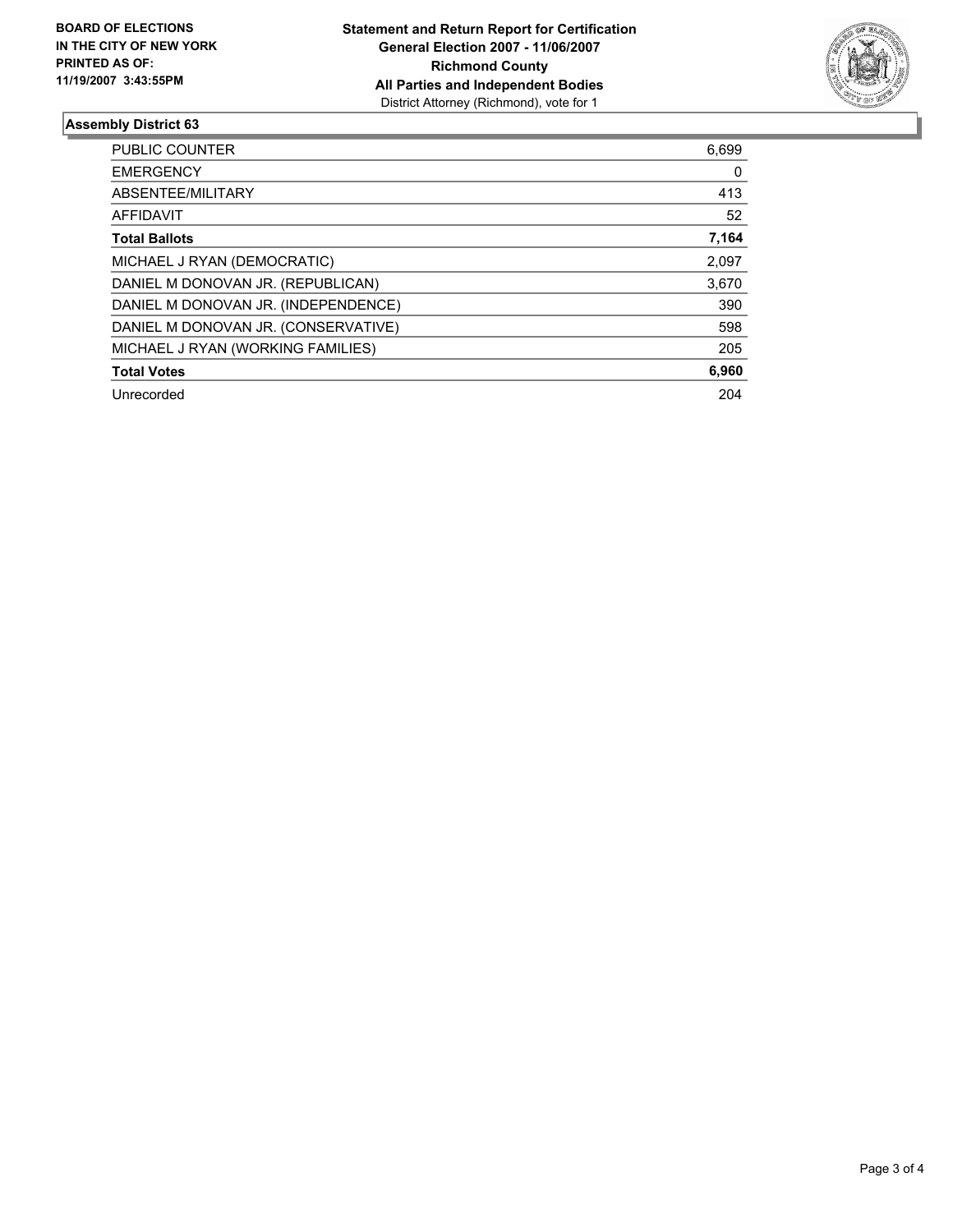**BOARD OF ELECTIONS IN THE CITY OF NEW YORK PRINTED AS OF: 11/19/2007 3:43:55PM**

**Statement and Return Report for Certification**
**General Election 2007 - 11/06/2007**
**Richmond County**
**All Parties and Independent Bodies**
District Attorney (Richmond), vote for 1

## Assembly District 63

| | |
|---|---|
| PUBLIC COUNTER | 6,699 |
| EMERGENCY | 0 |
| ABSENTEE/MILITARY | 413 |
| AFFIDAVIT | 52 |
| **Total Ballots** | **7,164** |
| MICHAEL J RYAN (DEMOCRATIC) | 2,097 |
| DANIEL M DONOVAN JR. (REPUBLICAN) | 3,670 |
| DANIEL M DONOVAN JR. (INDEPENDENCE) | 390 |
| DANIEL M DONOVAN JR. (CONSERVATIVE) | 598 |
| MICHAEL J RYAN (WORKING FAMILIES) | 205 |
| **Total Votes** | **6,960** |
| Unrecorded | 204 |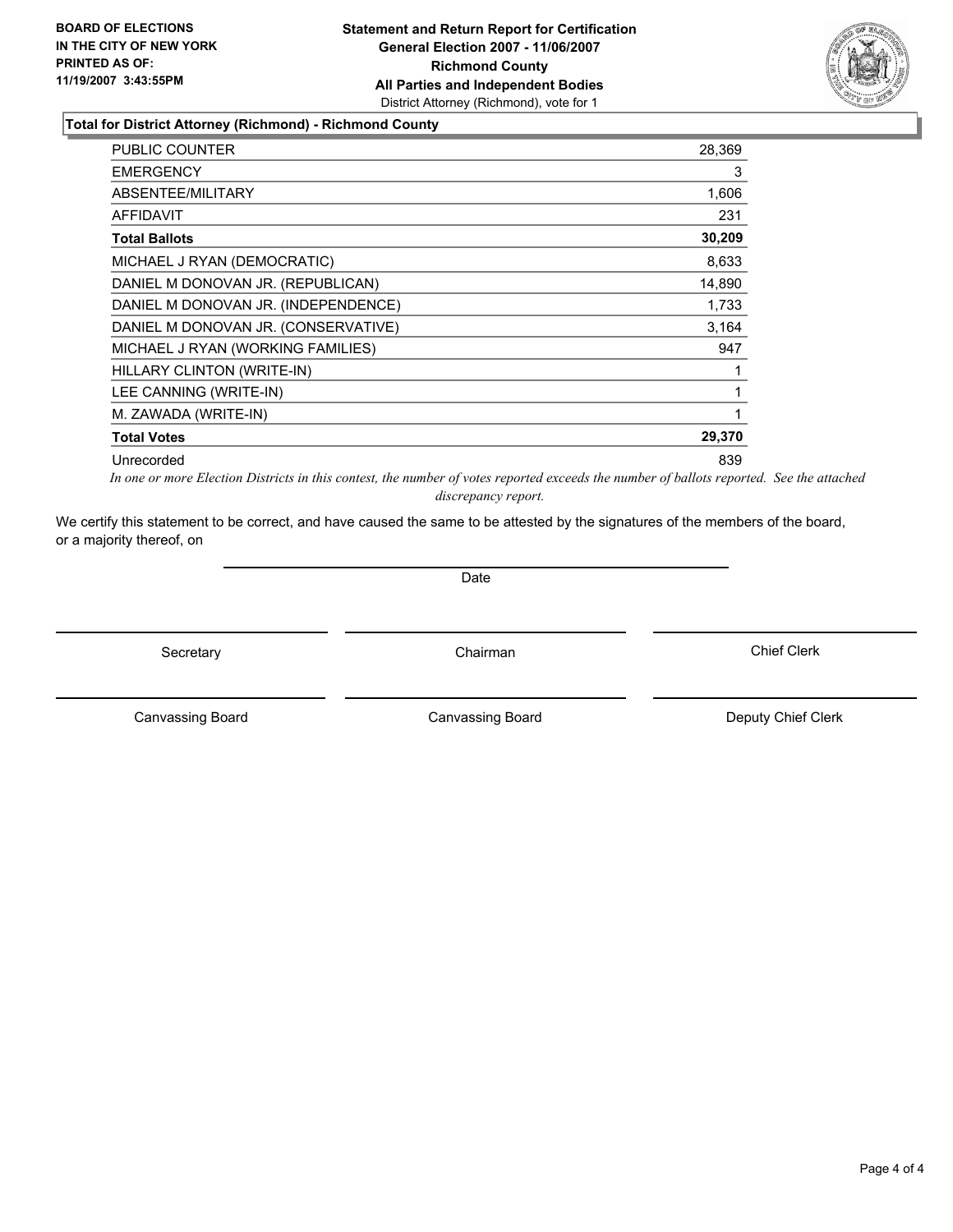**BOARD OF ELECTIONS IN THE CITY OF NEW YORK PRINTED AS OF: 11/19/2007 3:43:55PM**

**Statement and Return Report for Certification**
**General Election 2007 - 11/06/2007**
**Richmond County**
**All Parties and Independent Bodies**
District Attorney (Richmond), vote for 1

**Total for District Attorney (Richmond) - Richmond County**

| | |
|---|---|
| PUBLIC COUNTER | 28,369 |
| EMERGENCY | 3 |
| ABSENTEE/MILITARY | 1,606 |
| AFFIDAVIT | 231 |
| **Total Ballots** | **30,209** |
| MICHAEL J RYAN (DEMOCRATIC) | 8,633 |
| DANIEL M DONOVAN JR. (REPUBLICAN) | 14,890 |
| DANIEL M DONOVAN JR. (INDEPENDENCE) | 1,733 |
| DANIEL M DONOVAN JR. (CONSERVATIVE) | 3,164 |
| MICHAEL J RYAN (WORKING FAMILIES) | 947 |
| HILLARY CLINTON (WRITE-IN) | 1 |
| LEE CANNING (WRITE-IN) | 1 |
| M. ZAWADA (WRITE-IN) | 1 |
| **Total Votes** | **29,370** |
| Unrecorded | 839 |

*In one or more Election Districts in this contest, the number of votes reported exceeds the number of ballots reported. See the attached discrepancy report.*

We certify this statement to be correct, and have caused the same to be attested by the signatures of the members of the board, or a majority thereof, on

Date

Secretary

Chairman

Chief Clerk

Canvassing Board

Canvassing Board

Deputy Chief Clerk